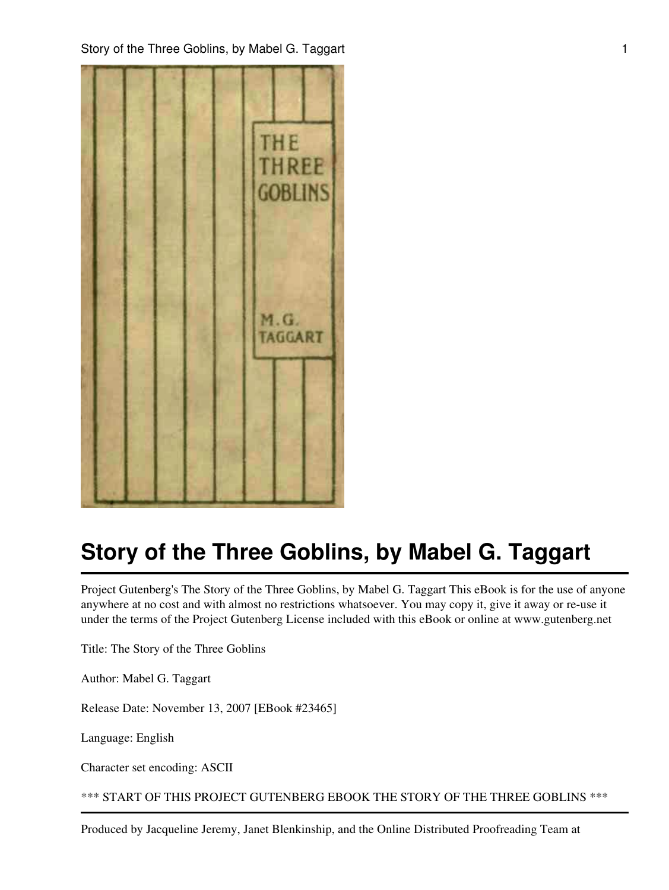# Story of the Three Goblins, by Mabel G. Taggart

Project Gutenberg's The Story of the Three Goblins, by Mabel G. Taggart This eBook is for the use of anyone anywhere at no cost and with almost no restrictions whatsoever. You may copy it, give it away or re-use it under the terms of the Project Gutenberg License included with this eBook or online at www.gutenberg.net

Title: The Story of the Three Goblins

Author: Mabel G. Taggart

Release Date: November 13, 2007 [EBook #23465]

Language: English

Character set encoding: ASCII

*** START OF THIS PROJECT GUTENBERG EBOOK THE STORY OF THE THREE GOBLINS ***

---

Produced by Jacqueline Jeremy, Janet Blenkinship, and the Online Distributed Proofreading Team at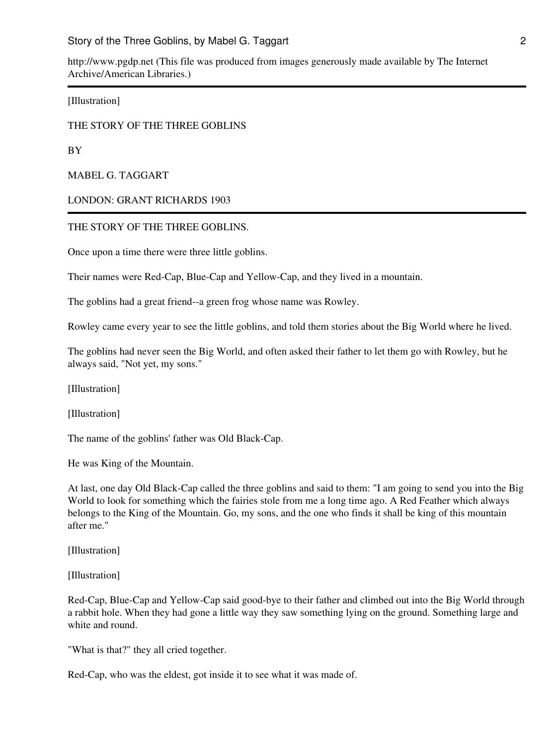http://www.pgdp.net (This file was produced from images generously made available by The Internet Archive/American Libraries.)

---

[Illustration]

# THE STORY OF THE THREE GOBLINS

BY

MABEL G. TAGGART

LONDON: GRANT RICHARDS 1903

---

## THE STORY OF THE THREE GOBLINS.

Once upon a time there were three little goblins.

Their names were Red-Cap, Blue-Cap and Yellow-Cap, and they lived in a mountain.

The goblins had a great friend--a green frog whose name was Rowley.

Rowley came every year to see the little goblins, and told them stories about the Big World where he lived.

The goblins had never seen the Big World, and often asked their father to let them go with Rowley, but he always said, "Not yet, my sons."

[Illustration]

[Illustration]

The name of the goblins' father was Old Black-Cap.

He was King of the Mountain.

At last, one day Old Black-Cap called the three goblins and said to them: "I am going to send you into the Big World to look for something which the fairies stole from me a long time ago. A Red Feather which always belongs to the King of the Mountain. Go, my sons, and the one who finds it shall be king of this mountain after me."

[Illustration]

[Illustration]

Red-Cap, Blue-Cap and Yellow-Cap said good-bye to their father and climbed out into the Big World through a rabbit hole. When they had gone a little way they saw something lying on the ground. Something large and white and round.

"What is that?" they all cried together.

Red-Cap, who was the eldest, got inside it to see what it was made of.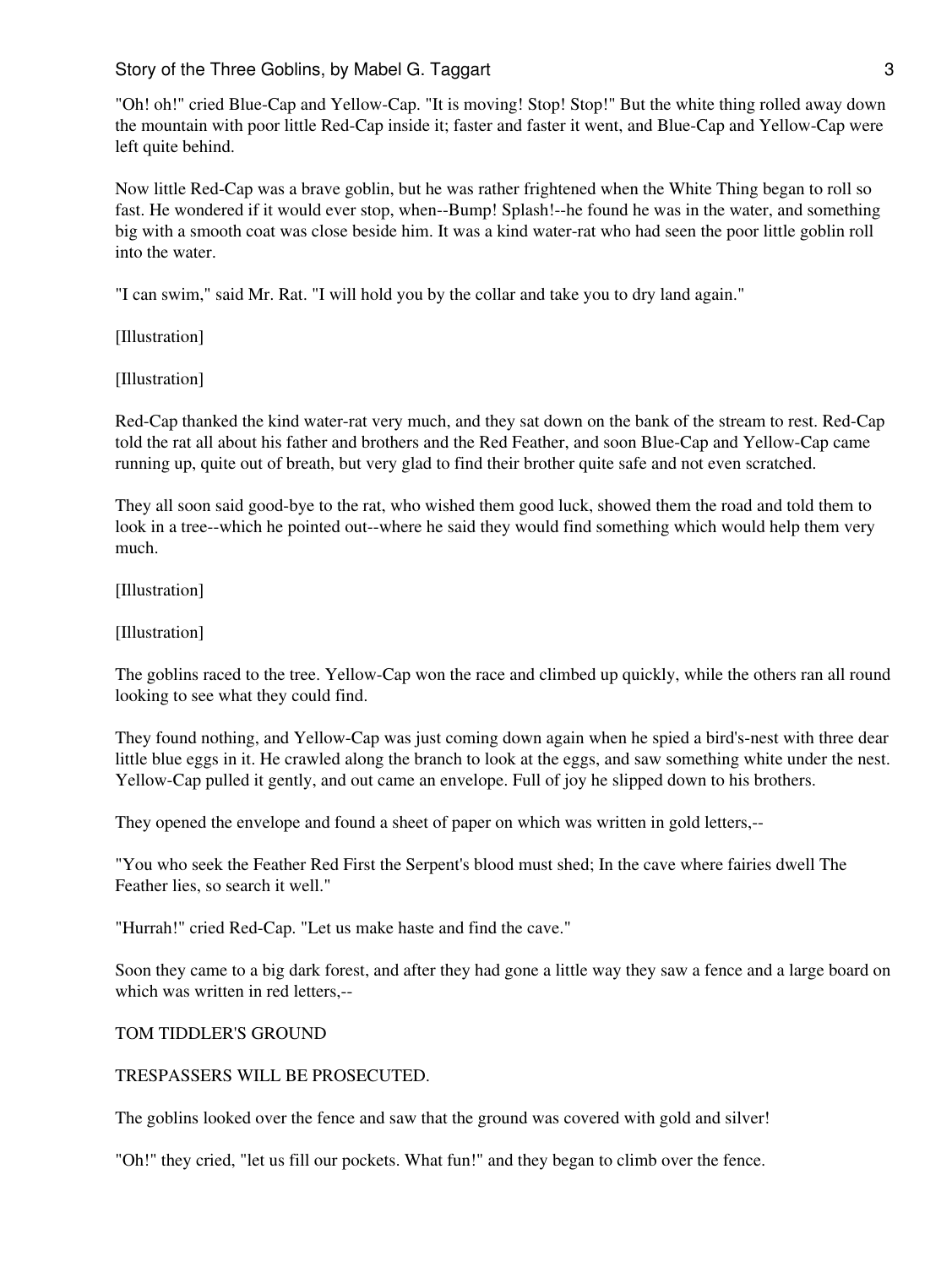"Oh! oh!" cried Blue-Cap and Yellow-Cap. "It is moving! Stop! Stop!" But the white thing rolled away down the mountain with poor little Red-Cap inside it; faster and faster it went, and Blue-Cap and Yellow-Cap were left quite behind.

Now little Red-Cap was a brave goblin, but he was rather frightened when the White Thing began to roll so fast. He wondered if it would ever stop, when--Bump! Splash!--he found he was in the water, and something big with a smooth coat was close beside him. It was a kind water-rat who had seen the poor little goblin roll into the water.

"I can swim," said Mr. Rat. "I will hold you by the collar and take you to dry land again."

[Illustration]

[Illustration]

Red-Cap thanked the kind water-rat very much, and they sat down on the bank of the stream to rest. Red-Cap told the rat all about his father and brothers and the Red Feather, and soon Blue-Cap and Yellow-Cap came running up, quite out of breath, but very glad to find their brother quite safe and not even scratched.

They all soon said good-bye to the rat, who wished them good luck, showed them the road and told them to look in a tree--which he pointed out--where he said they would find something which would help them very much.

[Illustration]

[Illustration]

The goblins raced to the tree. Yellow-Cap won the race and climbed up quickly, while the others ran all round looking to see what they could find.

They found nothing, and Yellow-Cap was just coming down again when he spied a bird's-nest with three dear little blue eggs in it. He crawled along the branch to look at the eggs, and saw something white under the nest. Yellow-Cap pulled it gently, and out came an envelope. Full of joy he slipped down to his brothers.

They opened the envelope and found a sheet of paper on which was written in gold letters,--

"You who seek the Feather Red First the Serpent's blood must shed; In the cave where fairies dwell The Feather lies, so search it well."

"Hurrah!" cried Red-Cap. "Let us make haste and find the cave."

Soon they came to a big dark forest, and after they had gone a little way they saw a fence and a large board on which was written in red letters,--

TOM TIDDLER'S GROUND

TRESPASSERS WILL BE PROSECUTED.

The goblins looked over the fence and saw that the ground was covered with gold and silver!

"Oh!" they cried, "let us fill our pockets. What fun!" and they began to climb over the fence.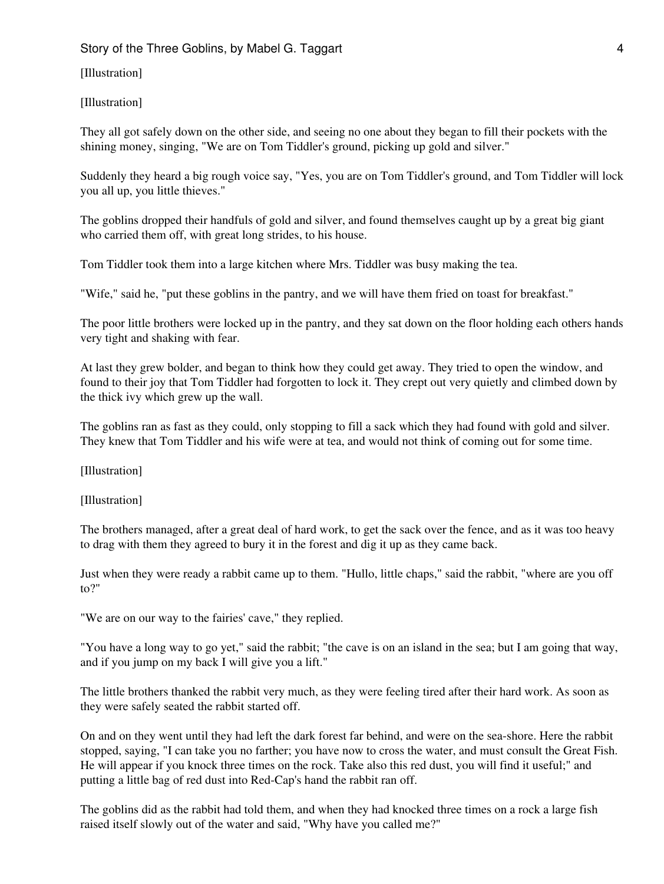[Illustration]

[Illustration]

They all got safely down on the other side, and seeing no one about they began to fill their pockets with the shining money, singing, "We are on Tom Tiddler's ground, picking up gold and silver."

Suddenly they heard a big rough voice say, "Yes, you are on Tom Tiddler's ground, and Tom Tiddler will lock you all up, you little thieves."

The goblins dropped their handfuls of gold and silver, and found themselves caught up by a great big giant who carried them off, with great long strides, to his house.

Tom Tiddler took them into a large kitchen where Mrs. Tiddler was busy making the tea.

"Wife," said he, "put these goblins in the pantry, and we will have them fried on toast for breakfast."

The poor little brothers were locked up in the pantry, and they sat down on the floor holding each others hands very tight and shaking with fear.

At last they grew bolder, and began to think how they could get away. They tried to open the window, and found to their joy that Tom Tiddler had forgotten to lock it. They crept out very quietly and climbed down by the thick ivy which grew up the wall.

The goblins ran as fast as they could, only stopping to fill a sack which they had found with gold and silver. They knew that Tom Tiddler and his wife were at tea, and would not think of coming out for some time.

[Illustration]

[Illustration]

The brothers managed, after a great deal of hard work, to get the sack over the fence, and as it was too heavy to drag with them they agreed to bury it in the forest and dig it up as they came back.

Just when they were ready a rabbit came up to them. "Hullo, little chaps," said the rabbit, "where are you off to?"

"We are on our way to the fairies' cave," they replied.

"You have a long way to go yet," said the rabbit; "the cave is on an island in the sea; but I am going that way, and if you jump on my back I will give you a lift."

The little brothers thanked the rabbit very much, as they were feeling tired after their hard work. As soon as they were safely seated the rabbit started off.

On and on they went until they had left the dark forest far behind, and were on the sea-shore. Here the rabbit stopped, saying, "I can take you no farther; you have now to cross the water, and must consult the Great Fish. He will appear if you knock three times on the rock. Take also this red dust, you will find it useful;" and putting a little bag of red dust into Red-Cap's hand the rabbit ran off.

The goblins did as the rabbit had told them, and when they had knocked three times on a rock a large fish raised itself slowly out of the water and said, "Why have you called me?"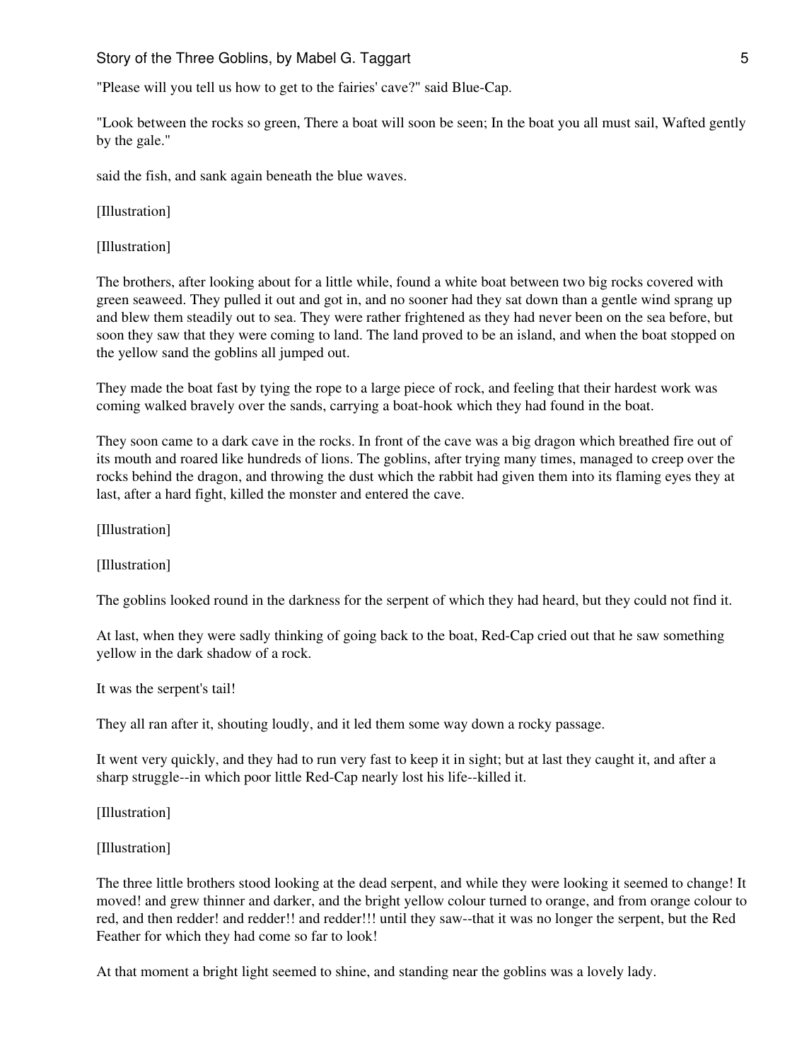"Please will you tell us how to get to the fairies' cave?" said Blue-Cap.

"Look between the rocks so green, There a boat will soon be seen; In the boat you all must sail, Wafted gently by the gale."

said the fish, and sank again beneath the blue waves.

[Illustration]

[Illustration]

The brothers, after looking about for a little while, found a white boat between two big rocks covered with green seaweed. They pulled it out and got in, and no sooner had they sat down than a gentle wind sprang up and blew them steadily out to sea. They were rather frightened as they had never been on the sea before, but soon they saw that they were coming to land. The land proved to be an island, and when the boat stopped on the yellow sand the goblins all jumped out.

They made the boat fast by tying the rope to a large piece of rock, and feeling that their hardest work was coming walked bravely over the sands, carrying a boat-hook which they had found in the boat.

They soon came to a dark cave in the rocks. In front of the cave was a big dragon which breathed fire out of its mouth and roared like hundreds of lions. The goblins, after trying many times, managed to creep over the rocks behind the dragon, and throwing the dust which the rabbit had given them into its flaming eyes they at last, after a hard fight, killed the monster and entered the cave.

[Illustration]

[Illustration]

The goblins looked round in the darkness for the serpent of which they had heard, but they could not find it.

At last, when they were sadly thinking of going back to the boat, Red-Cap cried out that he saw something yellow in the dark shadow of a rock.

It was the serpent's tail!

They all ran after it, shouting loudly, and it led them some way down a rocky passage.

It went very quickly, and they had to run very fast to keep it in sight; but at last they caught it, and after a sharp struggle--in which poor little Red-Cap nearly lost his life--killed it.

[Illustration]

[Illustration]

The three little brothers stood looking at the dead serpent, and while they were looking it seemed to change! It moved! and grew thinner and darker, and the bright yellow colour turned to orange, and from orange colour to red, and then redder! and redder!! and redder!!! until they saw--that it was no longer the serpent, but the Red Feather for which they had come so far to look!

At that moment a bright light seemed to shine, and standing near the goblins was a lovely lady.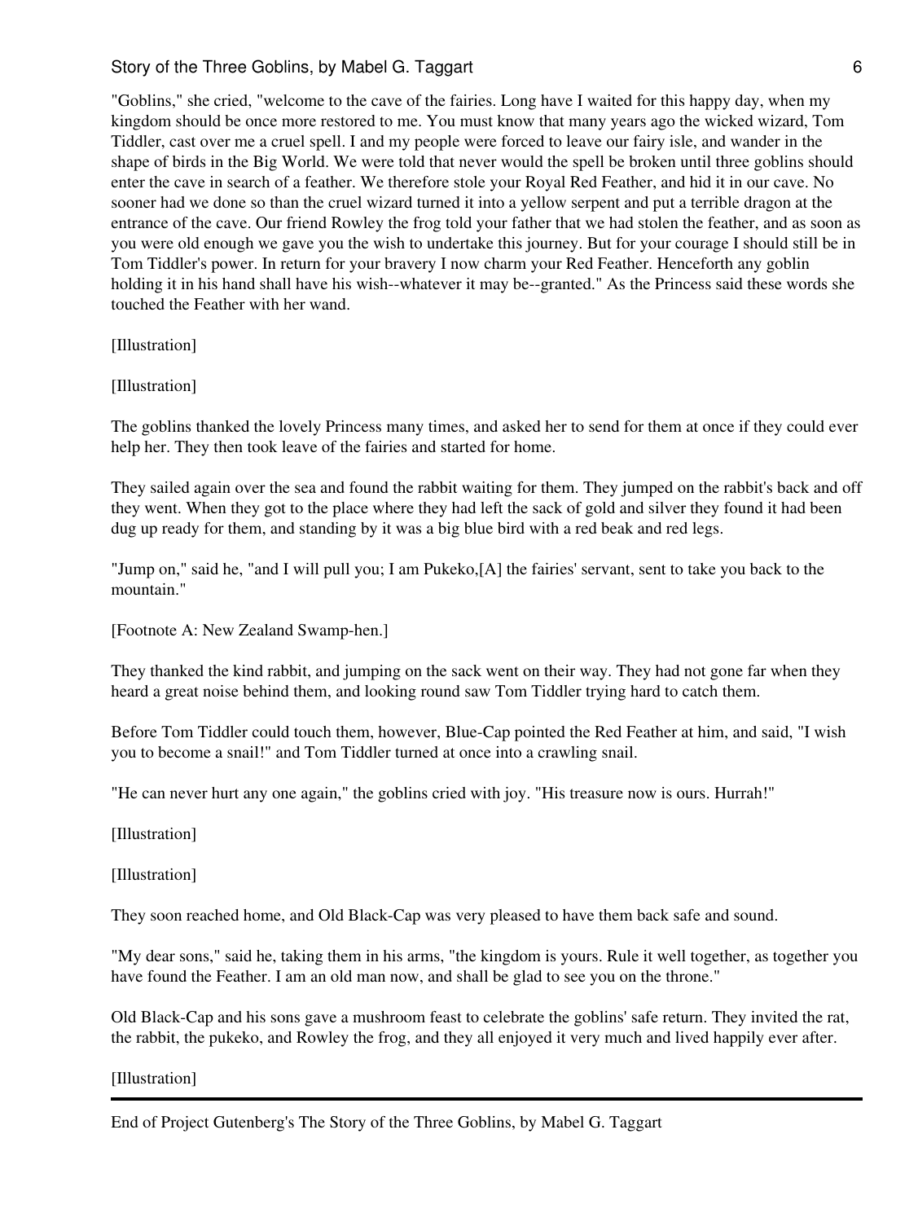"Goblins," she cried, "welcome to the cave of the fairies. Long have I waited for this happy day, when my kingdom should be once more restored to me. You must know that many years ago the wicked wizard, Tom Tiddler, cast over me a cruel spell. I and my people were forced to leave our fairy isle, and wander in the shape of birds in the Big World. We were told that never would the spell be broken until three goblins should enter the cave in search of a feather. We therefore stole your Royal Red Feather, and hid it in our cave. No sooner had we done so than the cruel wizard turned it into a yellow serpent and put a terrible dragon at the entrance of the cave. Our friend Rowley the frog told your father that we had stolen the feather, and as soon as you were old enough we gave you the wish to undertake this journey. But for your courage I should still be in Tom Tiddler's power. In return for your bravery I now charm your Red Feather. Henceforth any goblin holding it in his hand shall have his wish--whatever it may be--granted." As the Princess said these words she touched the Feather with her wand.

[Illustration]

[Illustration]

The goblins thanked the lovely Princess many times, and asked her to send for them at once if they could ever help her. They then took leave of the fairies and started for home.

They sailed again over the sea and found the rabbit waiting for them. They jumped on the rabbit's back and off they went. When they got to the place where they had left the sack of gold and silver they found it had been dug up ready for them, and standing by it was a big blue bird with a red beak and red legs.

"Jump on," said he, "and I will pull you; I am Pukeko,[A] the fairies' servant, sent to take you back to the mountain."

[Footnote A: New Zealand Swamp-hen.]

They thanked the kind rabbit, and jumping on the sack went on their way. They had not gone far when they heard a great noise behind them, and looking round saw Tom Tiddler trying hard to catch them.

Before Tom Tiddler could touch them, however, Blue-Cap pointed the Red Feather at him, and said, "I wish you to become a snail!" and Tom Tiddler turned at once into a crawling snail.

"He can never hurt any one again," the goblins cried with joy. "His treasure now is ours. Hurrah!"

[Illustration]

[Illustration]

They soon reached home, and Old Black-Cap was very pleased to have them back safe and sound.

"My dear sons," said he, taking them in his arms, "the kingdom is yours. Rule it well together, as together you have found the Feather. I am an old man now, and shall be glad to see you on the throne."

Old Black-Cap and his sons gave a mushroom feast to celebrate the goblins' safe return. They invited the rat, the rabbit, the pukeko, and Rowley the frog, and they all enjoyed it very much and lived happily ever after.

[Illustration]

---

End of Project Gutenberg's The Story of the Three Goblins, by Mabel G. Taggart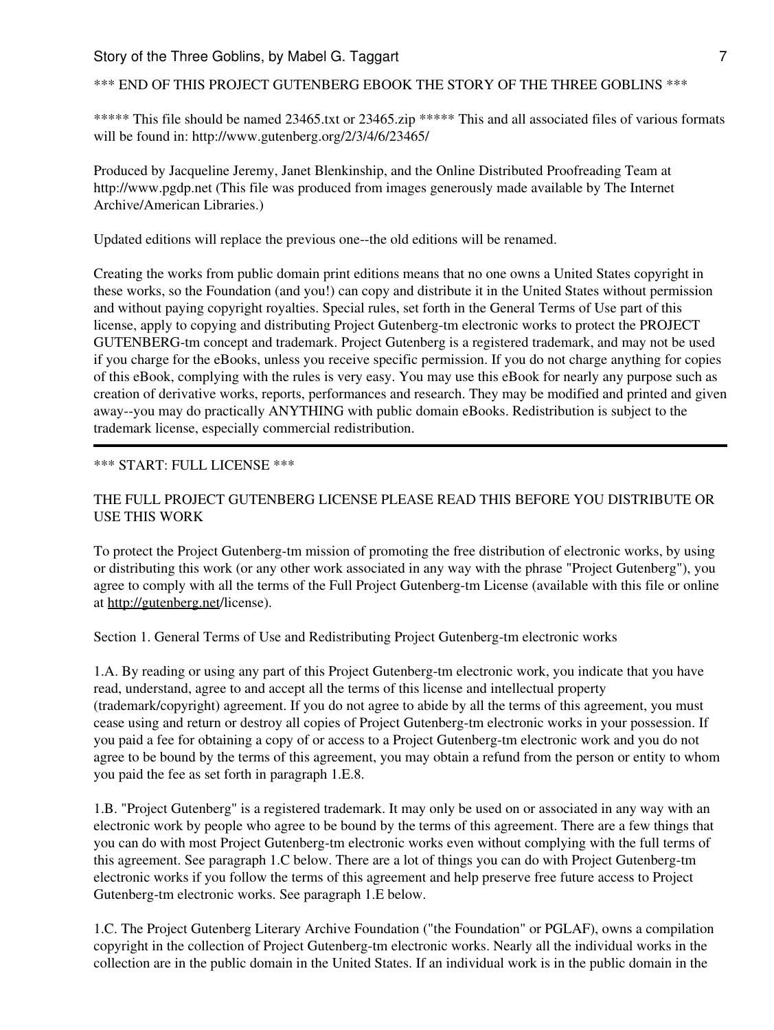*** END OF THIS PROJECT GUTENBERG EBOOK THE STORY OF THE THREE GOBLINS ***

***** This file should be named 23465.txt or 23465.zip ***** This and all associated files of various formats will be found in: http://www.gutenberg.org/2/3/4/6/23465/

Produced by Jacqueline Jeremy, Janet Blenkinship, and the Online Distributed Proofreading Team at http://www.pgdp.net (This file was produced from images generously made available by The Internet Archive/American Libraries.)

Updated editions will replace the previous one--the old editions will be renamed.

Creating the works from public domain print editions means that no one owns a United States copyright in these works, so the Foundation (and you!) can copy and distribute it in the United States without permission and without paying copyright royalties. Special rules, set forth in the General Terms of Use part of this license, apply to copying and distributing Project Gutenberg-tm electronic works to protect the PROJECT GUTENBERG-tm concept and trademark. Project Gutenberg is a registered trademark, and may not be used if you charge for the eBooks, unless you receive specific permission. If you do not charge anything for copies of this eBook, complying with the rules is very easy. You may use this eBook for nearly any purpose such as creation of derivative works, reports, performances and research. They may be modified and printed and given away--you may do practically ANYTHING with public domain eBooks. Redistribution is subject to the trademark license, especially commercial redistribution.

---

*** START: FULL LICENSE ***

THE FULL PROJECT GUTENBERG LICENSE PLEASE READ THIS BEFORE YOU DISTRIBUTE OR USE THIS WORK

To protect the Project Gutenberg-tm mission of promoting the free distribution of electronic works, by using or distributing this work (or any other work associated in any way with the phrase "Project Gutenberg"), you agree to comply with all the terms of the Full Project Gutenberg-tm License (available with this file or online at http://gutenberg.net/license).

Section 1. General Terms of Use and Redistributing Project Gutenberg-tm electronic works

1.A. By reading or using any part of this Project Gutenberg-tm electronic work, you indicate that you have read, understand, agree to and accept all the terms of this license and intellectual property (trademark/copyright) agreement. If you do not agree to abide by all the terms of this agreement, you must cease using and return or destroy all copies of Project Gutenberg-tm electronic works in your possession. If you paid a fee for obtaining a copy of or access to a Project Gutenberg-tm electronic work and you do not agree to be bound by the terms of this agreement, you may obtain a refund from the person or entity to whom you paid the fee as set forth in paragraph 1.E.8.

1.B. "Project Gutenberg" is a registered trademark. It may only be used on or associated in any way with an electronic work by people who agree to be bound by the terms of this agreement. There are a few things that you can do with most Project Gutenberg-tm electronic works even without complying with the full terms of this agreement. See paragraph 1.C below. There are a lot of things you can do with Project Gutenberg-tm electronic works if you follow the terms of this agreement and help preserve free future access to Project Gutenberg-tm electronic works. See paragraph 1.E below.

1.C. The Project Gutenberg Literary Archive Foundation ("the Foundation" or PGLAF), owns a compilation copyright in the collection of Project Gutenberg-tm electronic works. Nearly all the individual works in the collection are in the public domain in the United States. If an individual work is in the public domain in the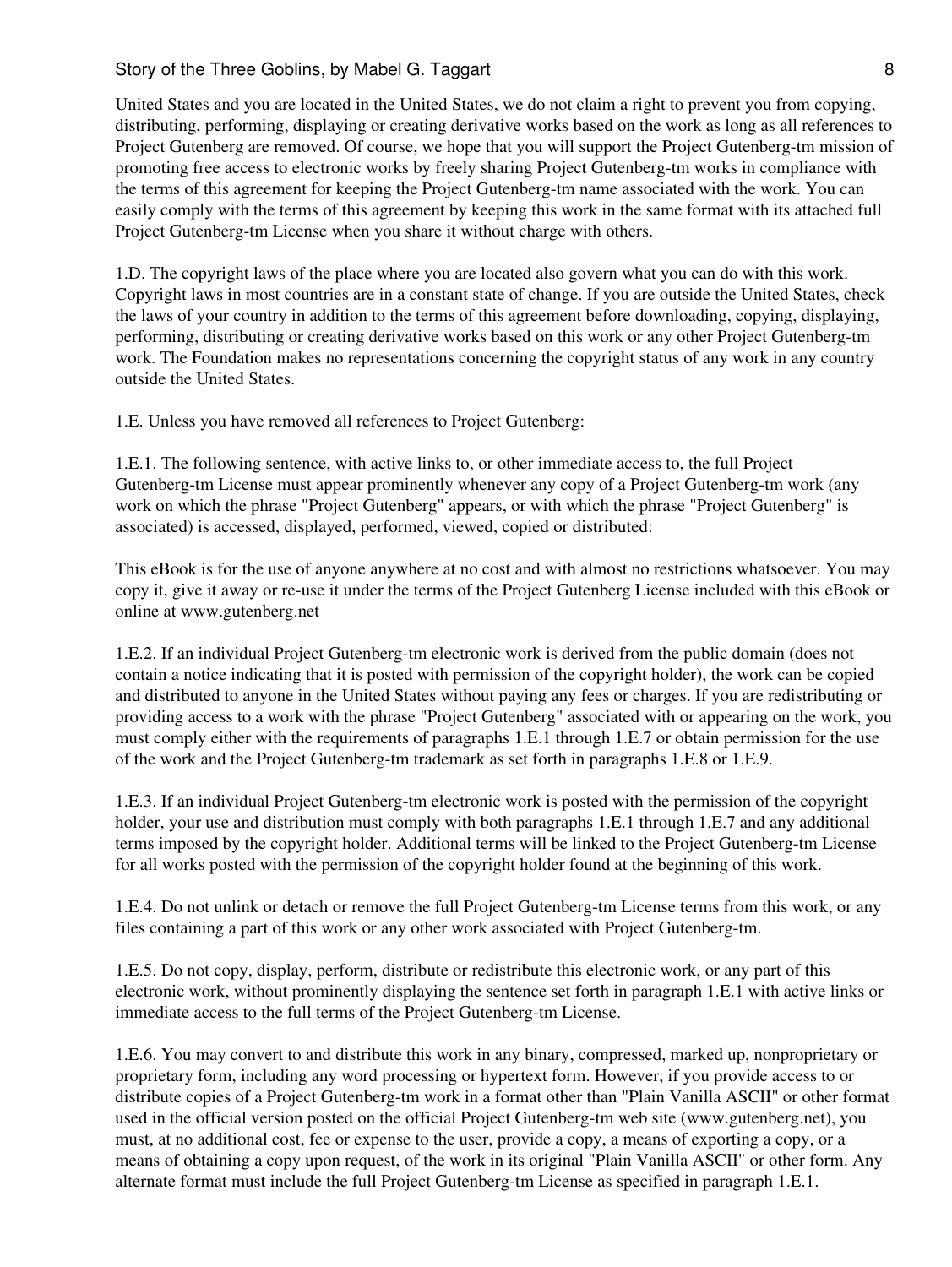United States and you are located in the United States, we do not claim a right to prevent you from copying, distributing, performing, displaying or creating derivative works based on the work as long as all references to Project Gutenberg are removed. Of course, we hope that you will support the Project Gutenberg-tm mission of promoting free access to electronic works by freely sharing Project Gutenberg-tm works in compliance with the terms of this agreement for keeping the Project Gutenberg-tm name associated with the work. You can easily comply with the terms of this agreement by keeping this work in the same format with its attached full Project Gutenberg-tm License when you share it without charge with others.

1.D. The copyright laws of the place where you are located also govern what you can do with this work. Copyright laws in most countries are in a constant state of change. If you are outside the United States, check the laws of your country in addition to the terms of this agreement before downloading, copying, displaying, performing, distributing or creating derivative works based on this work or any other Project Gutenberg-tm work. The Foundation makes no representations concerning the copyright status of any work in any country outside the United States.

1.E. Unless you have removed all references to Project Gutenberg:

1.E.1. The following sentence, with active links to, or other immediate access to, the full Project Gutenberg-tm License must appear prominently whenever any copy of a Project Gutenberg-tm work (any work on which the phrase "Project Gutenberg" appears, or with which the phrase "Project Gutenberg" is associated) is accessed, displayed, performed, viewed, copied or distributed:

This eBook is for the use of anyone anywhere at no cost and with almost no restrictions whatsoever. You may copy it, give it away or re-use it under the terms of the Project Gutenberg License included with this eBook or online at www.gutenberg.net

1.E.2. If an individual Project Gutenberg-tm electronic work is derived from the public domain (does not contain a notice indicating that it is posted with permission of the copyright holder), the work can be copied and distributed to anyone in the United States without paying any fees or charges. If you are redistributing or providing access to a work with the phrase "Project Gutenberg" associated with or appearing on the work, you must comply either with the requirements of paragraphs 1.E.1 through 1.E.7 or obtain permission for the use of the work and the Project Gutenberg-tm trademark as set forth in paragraphs 1.E.8 or 1.E.9.

1.E.3. If an individual Project Gutenberg-tm electronic work is posted with the permission of the copyright holder, your use and distribution must comply with both paragraphs 1.E.1 through 1.E.7 and any additional terms imposed by the copyright holder. Additional terms will be linked to the Project Gutenberg-tm License for all works posted with the permission of the copyright holder found at the beginning of this work.

1.E.4. Do not unlink or detach or remove the full Project Gutenberg-tm License terms from this work, or any files containing a part of this work or any other work associated with Project Gutenberg-tm.

1.E.5. Do not copy, display, perform, distribute or redistribute this electronic work, or any part of this electronic work, without prominently displaying the sentence set forth in paragraph 1.E.1 with active links or immediate access to the full terms of the Project Gutenberg-tm License.

1.E.6. You may convert to and distribute this work in any binary, compressed, marked up, nonproprietary or proprietary form, including any word processing or hypertext form. However, if you provide access to or distribute copies of a Project Gutenberg-tm work in a format other than "Plain Vanilla ASCII" or other format used in the official version posted on the official Project Gutenberg-tm web site (www.gutenberg.net), you must, at no additional cost, fee or expense to the user, provide a copy, a means of exporting a copy, or a means of obtaining a copy upon request, of the work in its original "Plain Vanilla ASCII" or other form. Any alternate format must include the full Project Gutenberg-tm License as specified in paragraph 1.E.1.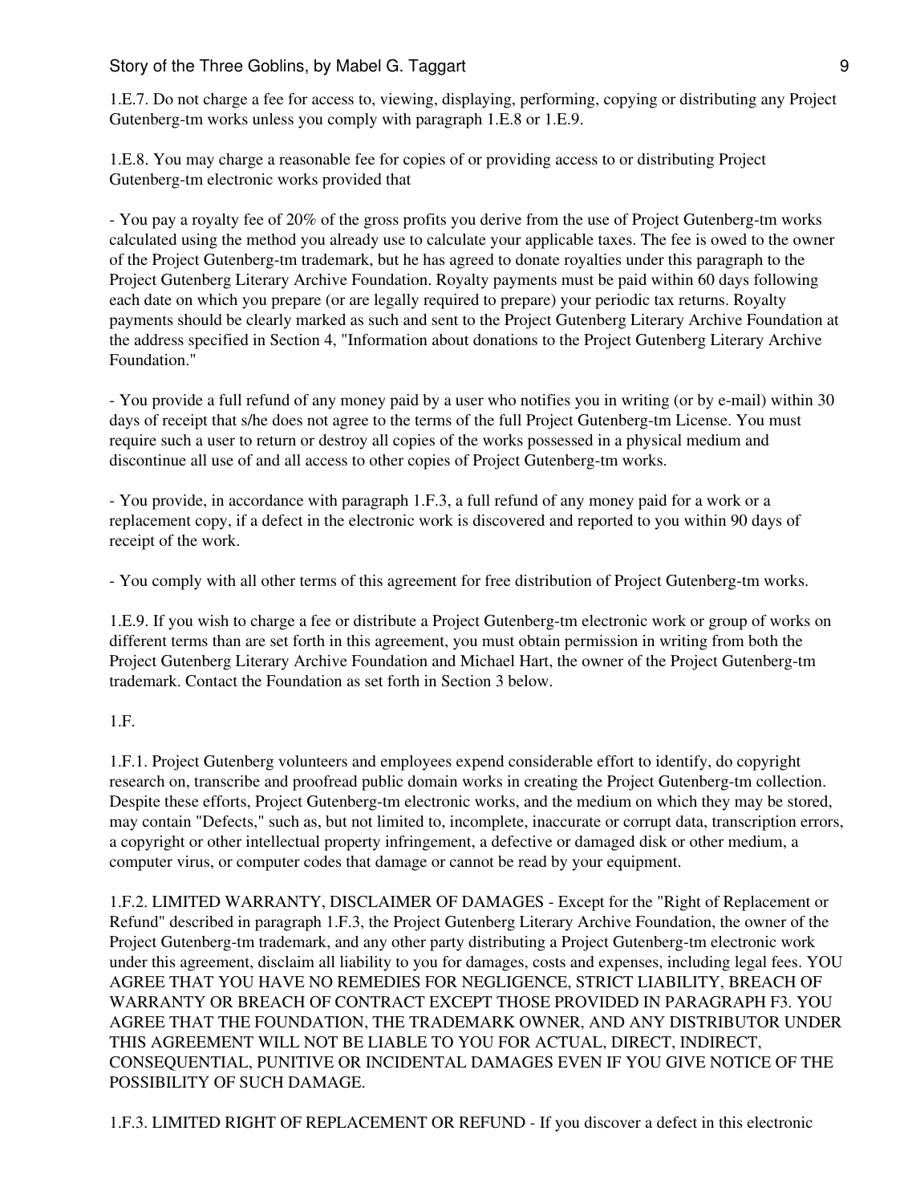1.E.7. Do not charge a fee for access to, viewing, displaying, performing, copying or distributing any Project Gutenberg-tm works unless you comply with paragraph 1.E.8 or 1.E.9.

1.E.8. You may charge a reasonable fee for copies of or providing access to or distributing Project Gutenberg-tm electronic works provided that

- You pay a royalty fee of 20% of the gross profits you derive from the use of Project Gutenberg-tm works calculated using the method you already use to calculate your applicable taxes. The fee is owed to the owner of the Project Gutenberg-tm trademark, but he has agreed to donate royalties under this paragraph to the Project Gutenberg Literary Archive Foundation. Royalty payments must be paid within 60 days following each date on which you prepare (or are legally required to prepare) your periodic tax returns. Royalty payments should be clearly marked as such and sent to the Project Gutenberg Literary Archive Foundation at the address specified in Section 4, "Information about donations to the Project Gutenberg Literary Archive Foundation."

- You provide a full refund of any money paid by a user who notifies you in writing (or by e-mail) within 30 days of receipt that s/he does not agree to the terms of the full Project Gutenberg-tm License. You must require such a user to return or destroy all copies of the works possessed in a physical medium and discontinue all use of and all access to other copies of Project Gutenberg-tm works.

- You provide, in accordance with paragraph 1.F.3, a full refund of any money paid for a work or a replacement copy, if a defect in the electronic work is discovered and reported to you within 90 days of receipt of the work.

- You comply with all other terms of this agreement for free distribution of Project Gutenberg-tm works.

1.E.9. If you wish to charge a fee or distribute a Project Gutenberg-tm electronic work or group of works on different terms than are set forth in this agreement, you must obtain permission in writing from both the Project Gutenberg Literary Archive Foundation and Michael Hart, the owner of the Project Gutenberg-tm trademark. Contact the Foundation as set forth in Section 3 below.

1.F.

1.F.1. Project Gutenberg volunteers and employees expend considerable effort to identify, do copyright research on, transcribe and proofread public domain works in creating the Project Gutenberg-tm collection. Despite these efforts, Project Gutenberg-tm electronic works, and the medium on which they may be stored, may contain "Defects," such as, but not limited to, incomplete, inaccurate or corrupt data, transcription errors, a copyright or other intellectual property infringement, a defective or damaged disk or other medium, a computer virus, or computer codes that damage or cannot be read by your equipment.

1.F.2. LIMITED WARRANTY, DISCLAIMER OF DAMAGES - Except for the "Right of Replacement or Refund" described in paragraph 1.F.3, the Project Gutenberg Literary Archive Foundation, the owner of the Project Gutenberg-tm trademark, and any other party distributing a Project Gutenberg-tm electronic work under this agreement, disclaim all liability to you for damages, costs and expenses, including legal fees. YOU AGREE THAT YOU HAVE NO REMEDIES FOR NEGLIGENCE, STRICT LIABILITY, BREACH OF WARRANTY OR BREACH OF CONTRACT EXCEPT THOSE PROVIDED IN PARAGRAPH F3. YOU AGREE THAT THE FOUNDATION, THE TRADEMARK OWNER, AND ANY DISTRIBUTOR UNDER THIS AGREEMENT WILL NOT BE LIABLE TO YOU FOR ACTUAL, DIRECT, INDIRECT, CONSEQUENTIAL, PUNITIVE OR INCIDENTAL DAMAGES EVEN IF YOU GIVE NOTICE OF THE POSSIBILITY OF SUCH DAMAGE.

1.F.3. LIMITED RIGHT OF REPLACEMENT OR REFUND - If you discover a defect in this electronic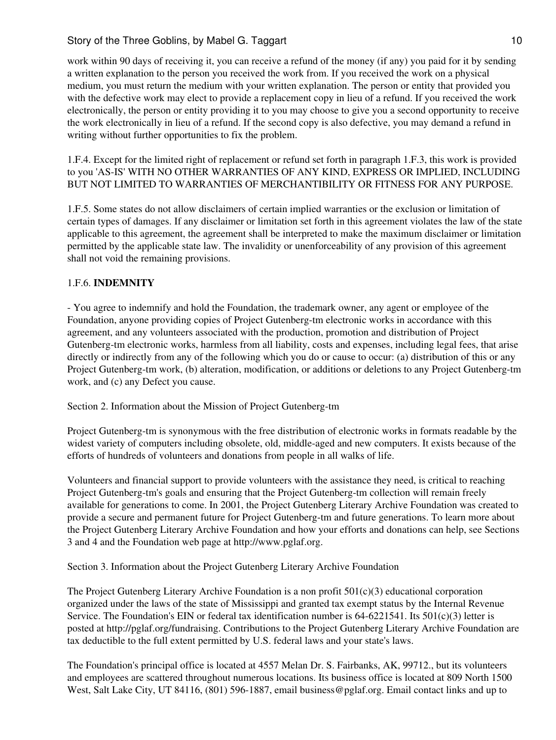work within 90 days of receiving it, you can receive a refund of the money (if any) you paid for it by sending a written explanation to the person you received the work from. If you received the work on a physical medium, you must return the medium with your written explanation. The person or entity that provided you with the defective work may elect to provide a replacement copy in lieu of a refund. If you received the work electronically, the person or entity providing it to you may choose to give you a second opportunity to receive the work electronically in lieu of a refund. If the second copy is also defective, you may demand a refund in writing without further opportunities to fix the problem.

1.F.4. Except for the limited right of replacement or refund set forth in paragraph 1.F.3, this work is provided to you 'AS-IS' WITH NO OTHER WARRANTIES OF ANY KIND, EXPRESS OR IMPLIED, INCLUDING BUT NOT LIMITED TO WARRANTIES OF MERCHANTIBILITY OR FITNESS FOR ANY PURPOSE.

1.F.5. Some states do not allow disclaimers of certain implied warranties or the exclusion or limitation of certain types of damages. If any disclaimer or limitation set forth in this agreement violates the law of the state applicable to this agreement, the agreement shall be interpreted to make the maximum disclaimer or limitation permitted by the applicable state law. The invalidity or unenforceability of any provision of this agreement shall not void the remaining provisions.

1.F.6. **INDEMNITY**

- You agree to indemnify and hold the Foundation, the trademark owner, any agent or employee of the Foundation, anyone providing copies of Project Gutenberg-tm electronic works in accordance with this agreement, and any volunteers associated with the production, promotion and distribution of Project Gutenberg-tm electronic works, harmless from all liability, costs and expenses, including legal fees, that arise directly or indirectly from any of the following which you do or cause to occur: (a) distribution of this or any Project Gutenberg-tm work, (b) alteration, modification, or additions or deletions to any Project Gutenberg-tm work, and (c) any Defect you cause.

Section 2. Information about the Mission of Project Gutenberg-tm

Project Gutenberg-tm is synonymous with the free distribution of electronic works in formats readable by the widest variety of computers including obsolete, old, middle-aged and new computers. It exists because of the efforts of hundreds of volunteers and donations from people in all walks of life.

Volunteers and financial support to provide volunteers with the assistance they need, is critical to reaching Project Gutenberg-tm's goals and ensuring that the Project Gutenberg-tm collection will remain freely available for generations to come. In 2001, the Project Gutenberg Literary Archive Foundation was created to provide a secure and permanent future for Project Gutenberg-tm and future generations. To learn more about the Project Gutenberg Literary Archive Foundation and how your efforts and donations can help, see Sections 3 and 4 and the Foundation web page at http://www.pglaf.org.

Section 3. Information about the Project Gutenberg Literary Archive Foundation

The Project Gutenberg Literary Archive Foundation is a non profit 501(c)(3) educational corporation organized under the laws of the state of Mississippi and granted tax exempt status by the Internal Revenue Service. The Foundation's EIN or federal tax identification number is 64-6221541. Its 501(c)(3) letter is posted at http://pglaf.org/fundraising. Contributions to the Project Gutenberg Literary Archive Foundation are tax deductible to the full extent permitted by U.S. federal laws and your state's laws.

The Foundation's principal office is located at 4557 Melan Dr. S. Fairbanks, AK, 99712., but its volunteers and employees are scattered throughout numerous locations. Its business office is located at 809 North 1500 West, Salt Lake City, UT 84116, (801) 596-1887, email business@pglaf.org. Email contact links and up to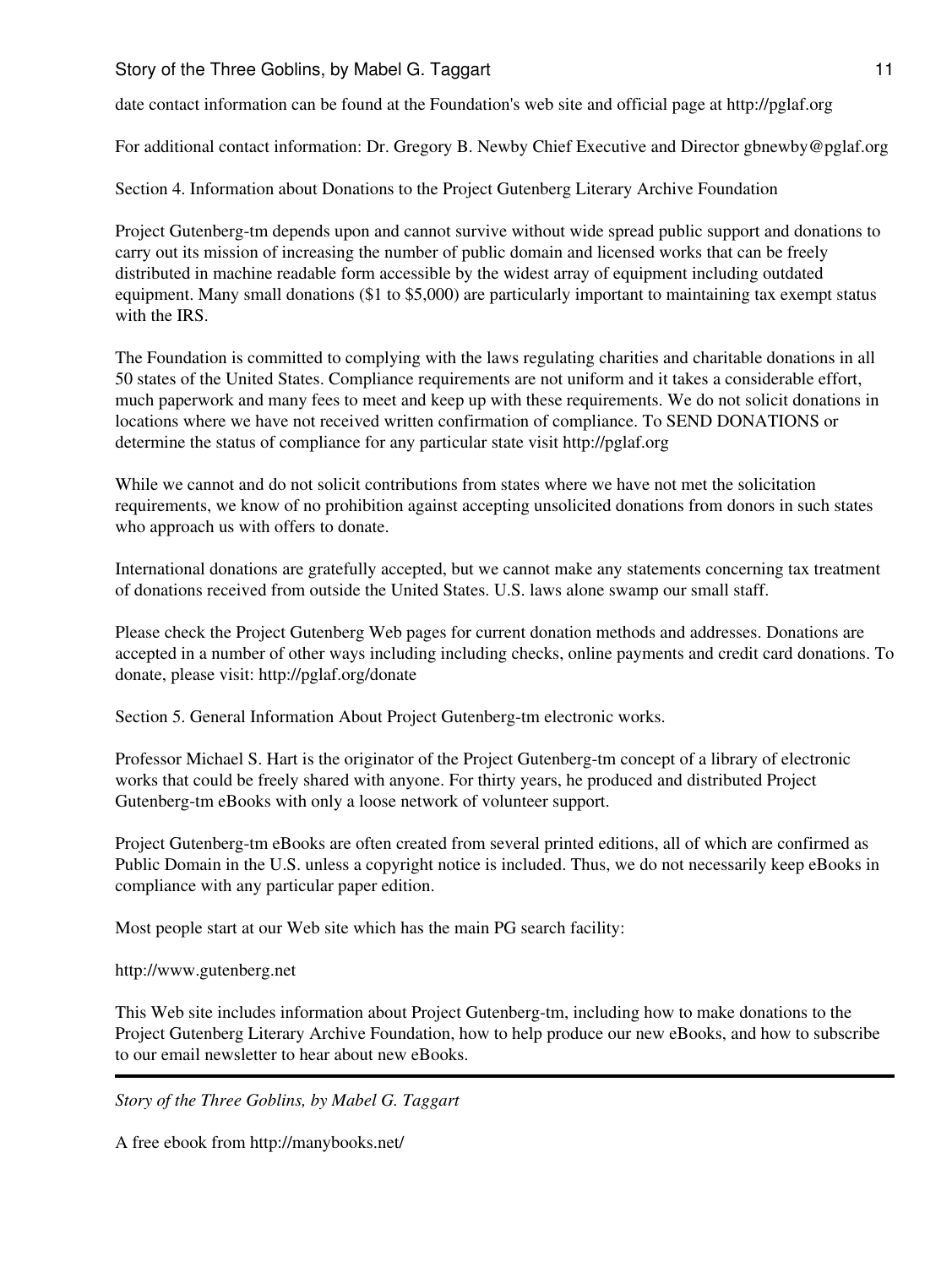date contact information can be found at the Foundation's web site and official page at http://pglaf.org

For additional contact information: Dr. Gregory B. Newby Chief Executive and Director gbnewby@pglaf.org

Section 4. Information about Donations to the Project Gutenberg Literary Archive Foundation

Project Gutenberg-tm depends upon and cannot survive without wide spread public support and donations to carry out its mission of increasing the number of public domain and licensed works that can be freely distributed in machine readable form accessible by the widest array of equipment including outdated equipment. Many small donations ($1 to $5,000) are particularly important to maintaining tax exempt status with the IRS.

The Foundation is committed to complying with the laws regulating charities and charitable donations in all 50 states of the United States. Compliance requirements are not uniform and it takes a considerable effort, much paperwork and many fees to meet and keep up with these requirements. We do not solicit donations in locations where we have not received written confirmation of compliance. To SEND DONATIONS or determine the status of compliance for any particular state visit http://pglaf.org

While we cannot and do not solicit contributions from states where we have not met the solicitation requirements, we know of no prohibition against accepting unsolicited donations from donors in such states who approach us with offers to donate.

International donations are gratefully accepted, but we cannot make any statements concerning tax treatment of donations received from outside the United States. U.S. laws alone swamp our small staff.

Please check the Project Gutenberg Web pages for current donation methods and addresses. Donations are accepted in a number of other ways including including checks, online payments and credit card donations. To donate, please visit: http://pglaf.org/donate

Section 5. General Information About Project Gutenberg-tm electronic works.

Professor Michael S. Hart is the originator of the Project Gutenberg-tm concept of a library of electronic works that could be freely shared with anyone. For thirty years, he produced and distributed Project Gutenberg-tm eBooks with only a loose network of volunteer support.

Project Gutenberg-tm eBooks are often created from several printed editions, all of which are confirmed as Public Domain in the U.S. unless a copyright notice is included. Thus, we do not necessarily keep eBooks in compliance with any particular paper edition.

Most people start at our Web site which has the main PG search facility:

http://www.gutenberg.net

This Web site includes information about Project Gutenberg-tm, including how to make donations to the Project Gutenberg Literary Archive Foundation, how to help produce our new eBooks, and how to subscribe to our email newsletter to hear about new eBooks.

---

*Story of the Three Goblins, by Mabel G. Taggart*

A free ebook from http://manybooks.net/